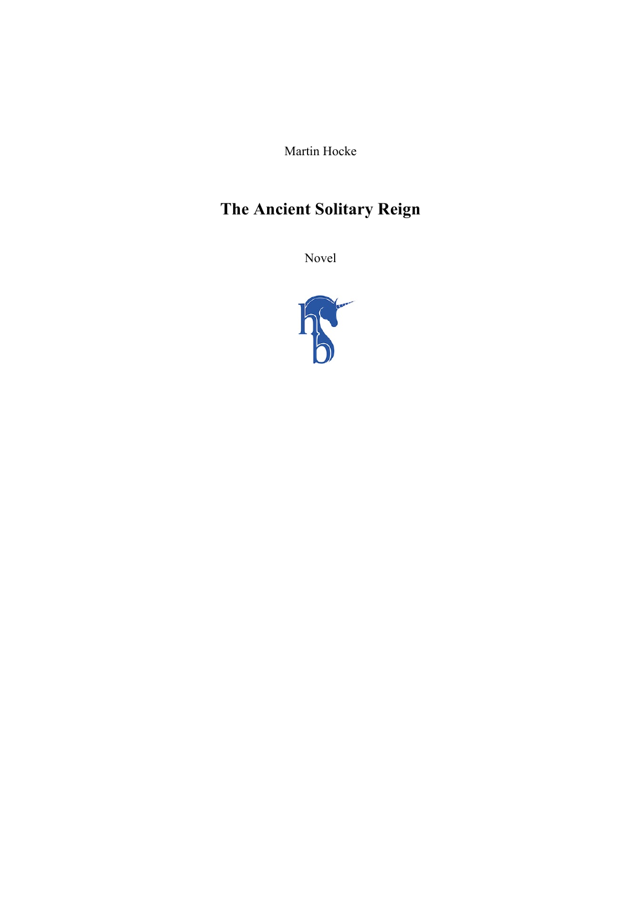Martin Hocke

# The Ancient Solitary Reign

Novel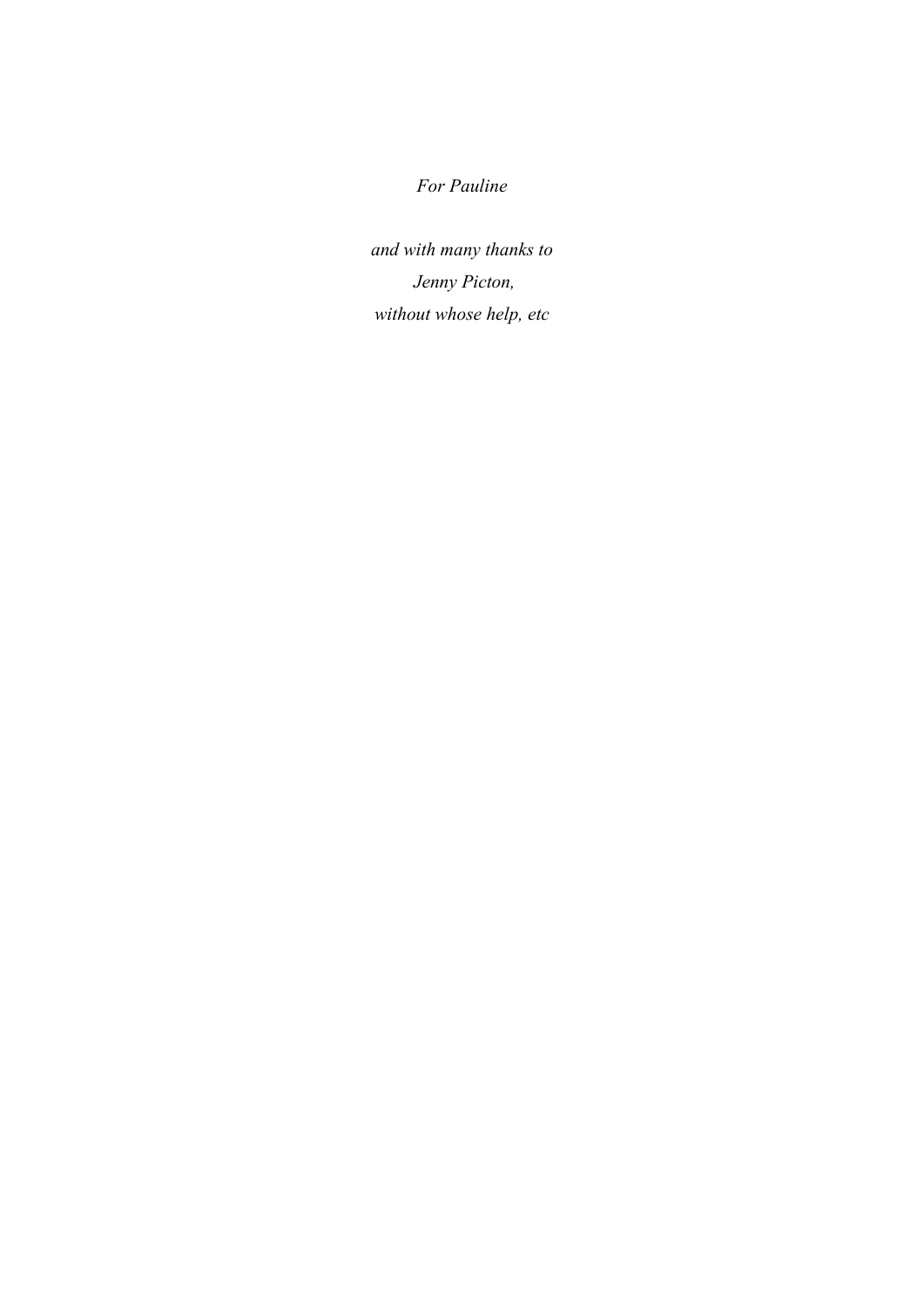*For Pauline*

*and with many thanks to*
*Jenny Picton,*
*without whose help, etc*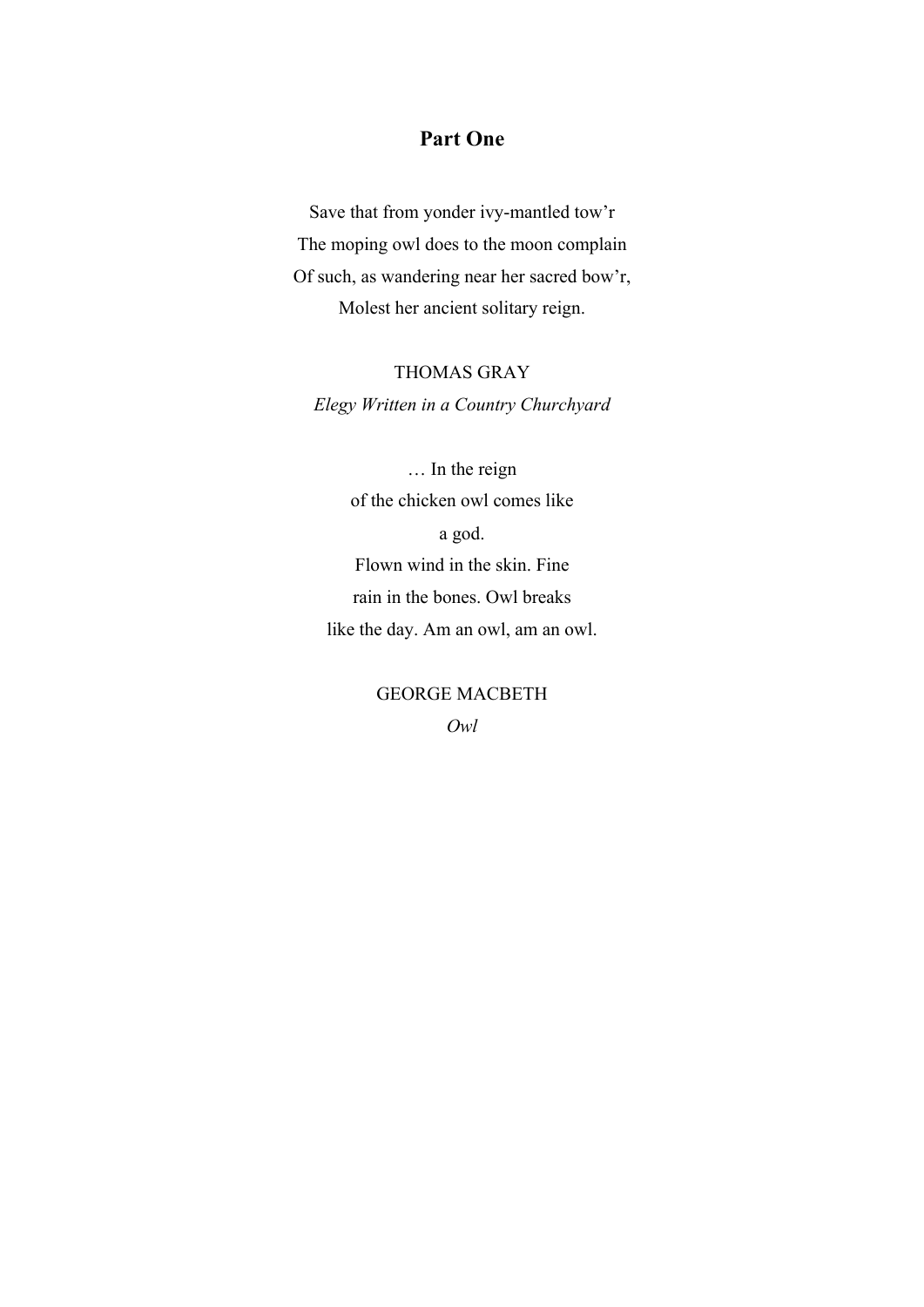## Part One

Save that from yonder ivy-mantled tow'r  
The moping owl does to the moon complain  
Of such, as wandering near her sacred bow'r,  
Molest her ancient solitary reign.

THOMAS GRAY  
*Elegy Written in a Country Churchyard*

… In the reign  
of the chicken owl comes like  
a god.  
Flown wind in the skin. Fine  
rain in the bones. Owl breaks  
like the day. Am an owl, am an owl.

GEORGE MACBETH  
*Owl*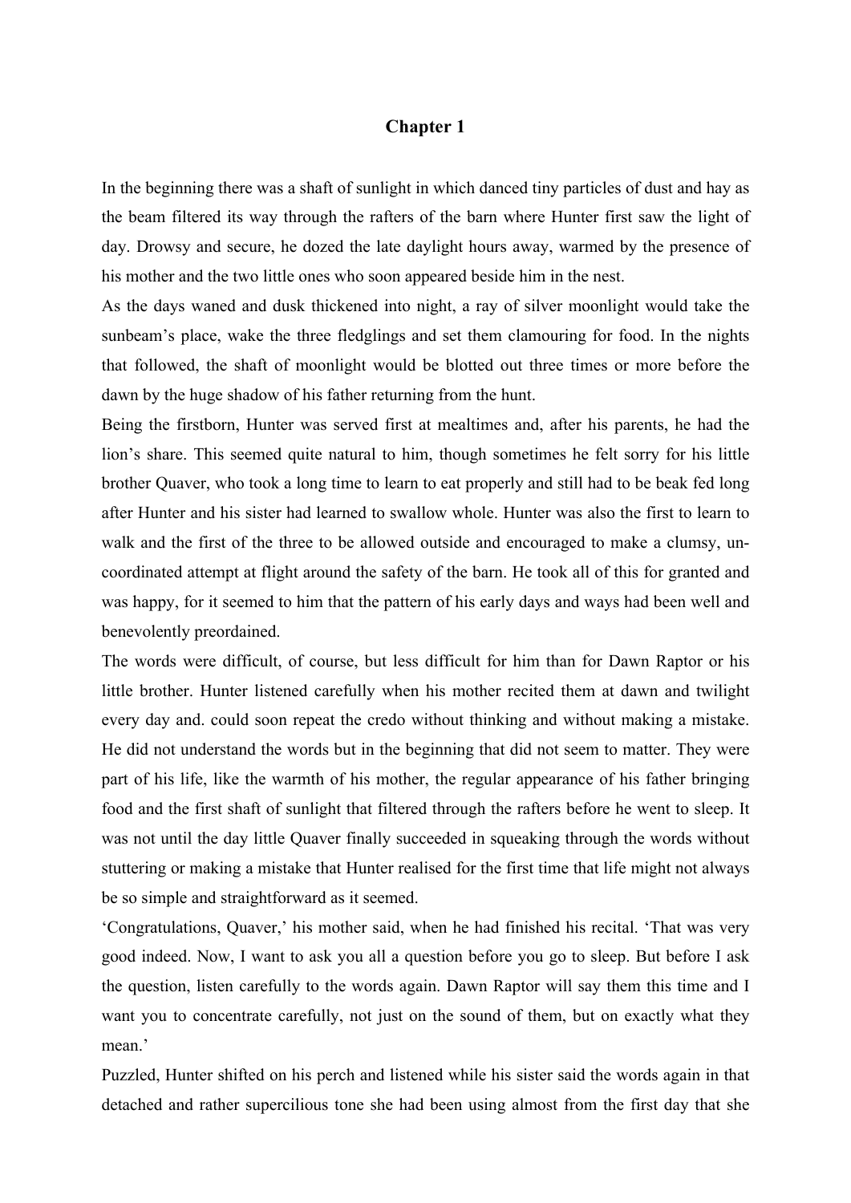# Chapter 1

In the beginning there was a shaft of sunlight in which danced tiny particles of dust and hay as the beam filtered its way through the rafters of the barn where Hunter first saw the light of day. Drowsy and secure, he dozed the late daylight hours away, warmed by the presence of his mother and the two little ones who soon appeared beside him in the nest.

As the days waned and dusk thickened into night, a ray of silver moonlight would take the sunbeam's place, wake the three fledglings and set them clamouring for food. In the nights that followed, the shaft of moonlight would be blotted out three times or more before the dawn by the huge shadow of his father returning from the hunt.

Being the firstborn, Hunter was served first at mealtimes and, after his parents, he had the lion's share. This seemed quite natural to him, though sometimes he felt sorry for his little brother Quaver, who took a long time to learn to eat properly and still had to be beak fed long after Hunter and his sister had learned to swallow whole. Hunter was also the first to learn to walk and the first of the three to be allowed outside and encouraged to make a clumsy, un-coordinated attempt at flight around the safety of the barn. He took all of this for granted and was happy, for it seemed to him that the pattern of his early days and ways had been well and benevolently preordained.

The words were difficult, of course, but less difficult for him than for Dawn Raptor or his little brother. Hunter listened carefully when his mother recited them at dawn and twilight every day and. could soon repeat the credo without thinking and without making a mistake. He did not understand the words but in the beginning that did not seem to matter. They were part of his life, like the warmth of his mother, the regular appearance of his father bringing food and the first shaft of sunlight that filtered through the rafters before he went to sleep. It was not until the day little Quaver finally succeeded in squeaking through the words without stuttering or making a mistake that Hunter realised for the first time that life might not always be so simple and straightforward as it seemed.

'Congratulations, Quaver,' his mother said, when he had finished his recital. 'That was very good indeed. Now, I want to ask you all a question before you go to sleep. But before I ask the question, listen carefully to the words again. Dawn Raptor will say them this time and I want you to concentrate carefully, not just on the sound of them, but on exactly what they mean.'

Puzzled, Hunter shifted on his perch and listened while his sister said the words again in that detached and rather supercilious tone she had been using almost from the first day that she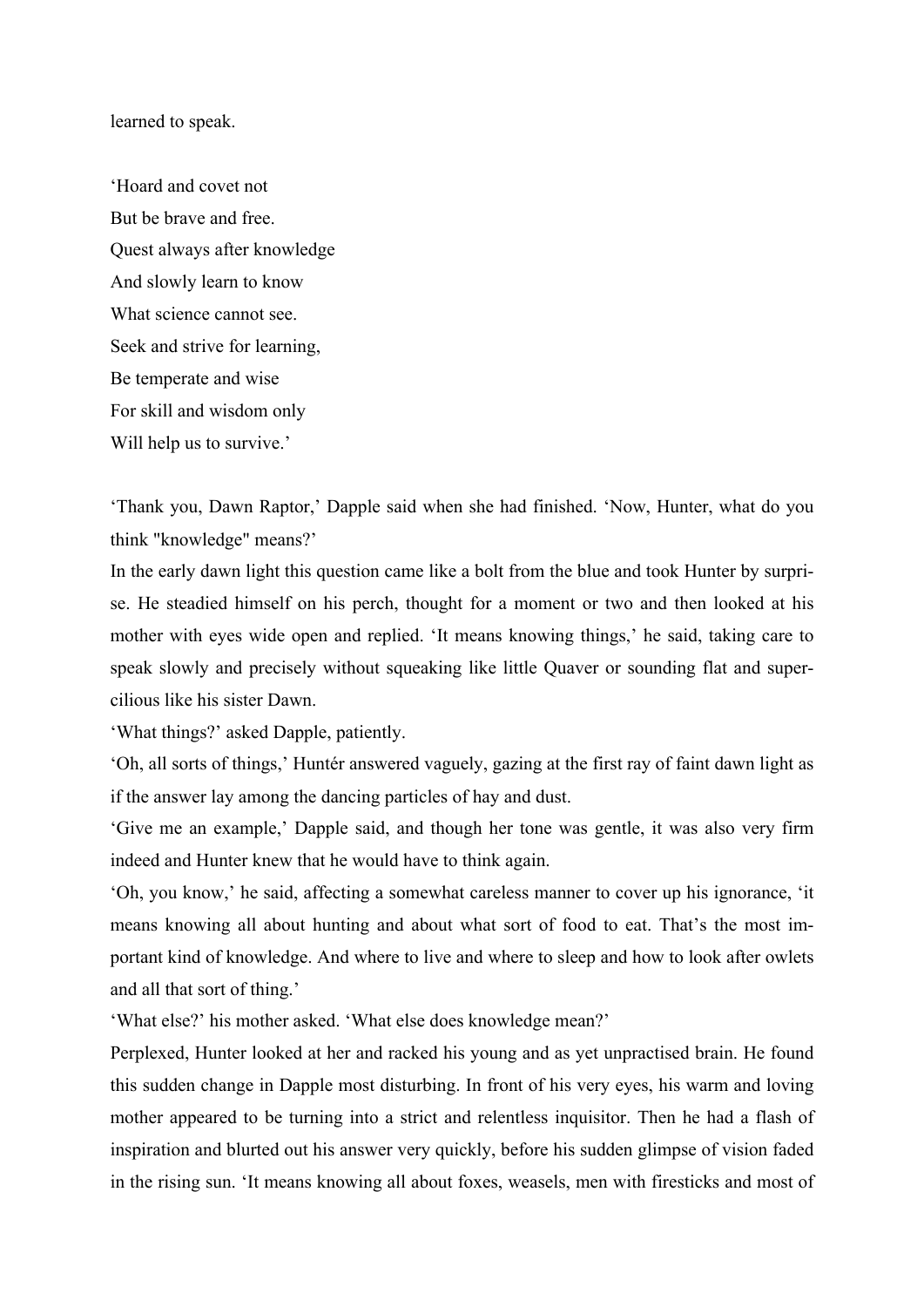learned to speak.

'Hoard and covet not
But be brave and free.
Quest always after knowledge
And slowly learn to know
What science cannot see.
Seek and strive for learning,
Be temperate and wise
For skill and wisdom only
Will help us to survive.'

'Thank you, Dawn Raptor,' Dapple said when she had finished. 'Now, Hunter, what do you think "knowledge" means?'

In the early dawn light this question came like a bolt from the blue and took Hunter by surprise. He steadied himself on his perch, thought for a moment or two and then looked at his mother with eyes wide open and replied. 'It means knowing things,' he said, taking care to speak slowly and precisely without squeaking like little Quaver or sounding flat and supercilious like his sister Dawn.

'What things?' asked Dapple, patiently.

'Oh, all sorts of things,' Huntér answered vaguely, gazing at the first ray of faint dawn light as if the answer lay among the dancing particles of hay and dust.

'Give me an example,' Dapple said, and though her tone was gentle, it was also very firm indeed and Hunter knew that he would have to think again.

'Oh, you know,' he said, affecting a somewhat careless manner to cover up his ignorance, 'it means knowing all about hunting and about what sort of food to eat. That's the most important kind of knowledge. And where to live and where to sleep and how to look after owlets and all that sort of thing.'

'What else?' his mother asked. 'What else does knowledge mean?'

Perplexed, Hunter looked at her and racked his young and as yet unpractised brain. He found this sudden change in Dapple most disturbing. In front of his very eyes, his warm and loving mother appeared to be turning into a strict and relentless inquisitor. Then he had a flash of inspiration and blurted out his answer very quickly, before his sudden glimpse of vision faded in the rising sun. 'It means knowing all about foxes, weasels, men with firesticks and most of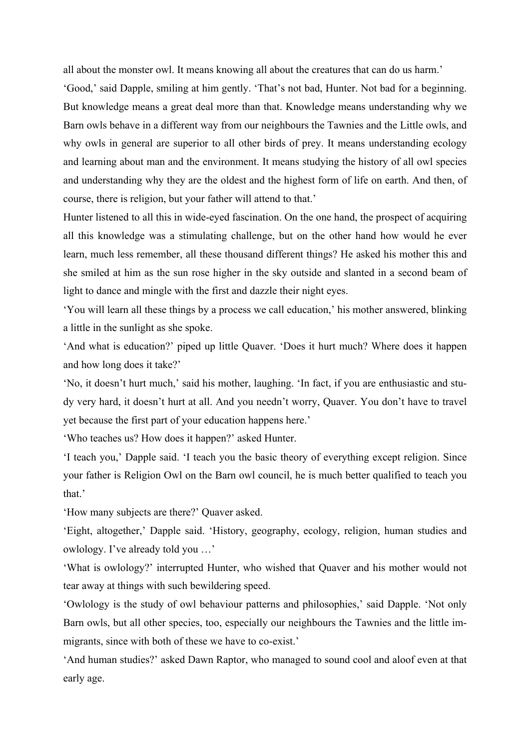all about the monster owl. It means knowing all about the creatures that can do us harm.'

'Good,' said Dapple, smiling at him gently. 'That's not bad, Hunter. Not bad for a beginning. But knowledge means a great deal more than that. Knowledge means understanding why we Barn owls behave in a different way from our neighbours the Tawnies and the Little owls, and why owls in general are superior to all other birds of prey. It means understanding ecology and learning about man and the environment. It means studying the history of all owl species and understanding why they are the oldest and the highest form of life on earth. And then, of course, there is religion, but your father will attend to that.'

Hunter listened to all this in wide-eyed fascination. On the one hand, the prospect of acquiring all this knowledge was a stimulating challenge, but on the other hand how would he ever learn, much less remember, all these thousand different things? He asked his mother this and she smiled at him as the sun rose higher in the sky outside and slanted in a second beam of light to dance and mingle with the first and dazzle their night eyes.

'You will learn all these things by a process we call education,' his mother answered, blinking a little in the sunlight as she spoke.

'And what is education?' piped up little Quaver. 'Does it hurt much? Where does it happen and how long does it take?'

'No, it doesn't hurt much,' said his mother, laughing. 'In fact, if you are enthusiastic and study very hard, it doesn't hurt at all. And you needn't worry, Quaver. You don't have to travel yet because the first part of your education happens here.'

'Who teaches us? How does it happen?' asked Hunter.

'I teach you,' Dapple said. 'I teach you the basic theory of everything except religion. Since your father is Religion Owl on the Barn owl council, he is much better qualified to teach you that.'

'How many subjects are there?' Quaver asked.

'Eight, altogether,' Dapple said. 'History, geography, ecology, religion, human studies and owlology. I've already told you …'

'What is owlology?' interrupted Hunter, who wished that Quaver and his mother would not tear away at things with such bewildering speed.

'Owlology is the study of owl behaviour patterns and philosophies,' said Dapple. 'Not only Barn owls, but all other species, too, especially our neighbours the Tawnies and the little immigrants, since with both of these we have to co-exist.'

'And human studies?' asked Dawn Raptor, who managed to sound cool and aloof even at that early age.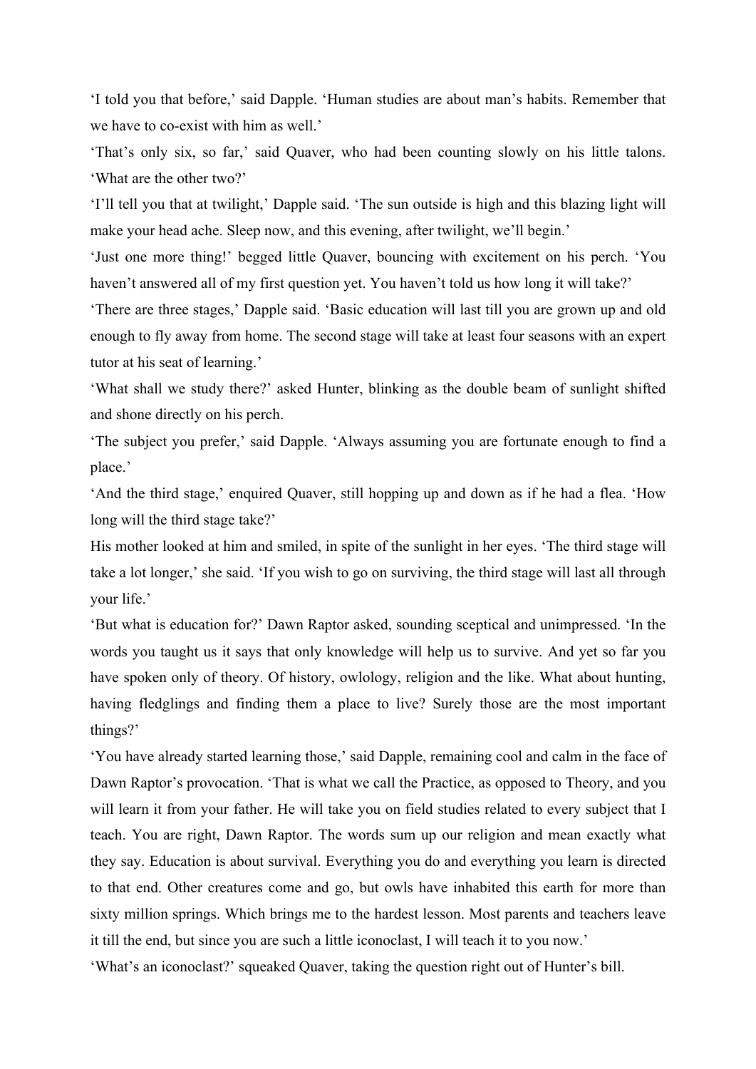'I told you that before,' said Dapple. 'Human studies are about man's habits. Remember that we have to co-exist with him as well.'

'That's only six, so far,' said Quaver, who had been counting slowly on his little talons. 'What are the other two?'

'I'll tell you that at twilight,' Dapple said. 'The sun outside is high and this blazing light will make your head ache. Sleep now, and this evening, after twilight, we'll begin.'

'Just one more thing!' begged little Quaver, bouncing with excitement on his perch. 'You haven't answered all of my first question yet. You haven't told us how long it will take?'

'There are three stages,' Dapple said. 'Basic education will last till you are grown up and old enough to fly away from home. The second stage will take at least four seasons with an expert tutor at his seat of learning.'

'What shall we study there?' asked Hunter, blinking as the double beam of sunlight shifted and shone directly on his perch.

'The subject you prefer,' said Dapple. 'Always assuming you are fortunate enough to find a place.'

'And the third stage,' enquired Quaver, still hopping up and down as if he had a flea. 'How long will the third stage take?'

His mother looked at him and smiled, in spite of the sunlight in her eyes. 'The third stage will take a lot longer,' she said. 'If you wish to go on surviving, the third stage will last all through your life.'

'But what is education for?' Dawn Raptor asked, sounding sceptical and unimpressed. 'In the words you taught us it says that only knowledge will help us to survive. And yet so far you have spoken only of theory. Of history, owlology, religion and the like. What about hunting, having fledglings and finding them a place to live? Surely those are the most important things?'

'You have already started learning those,' said Dapple, remaining cool and calm in the face of Dawn Raptor's provocation. 'That is what we call the Practice, as opposed to Theory, and you will learn it from your father. He will take you on field studies related to every subject that I teach. You are right, Dawn Raptor. The words sum up our religion and mean exactly what they say. Education is about survival. Everything you do and everything you learn is directed to that end. Other creatures come and go, but owls have inhabited this earth for more than sixty million springs. Which brings me to the hardest lesson. Most parents and teachers leave it till the end, but since you are such a little iconoclast, I will teach it to you now.'

'What's an iconoclast?' squeaked Quaver, taking the question right out of Hunter's bill.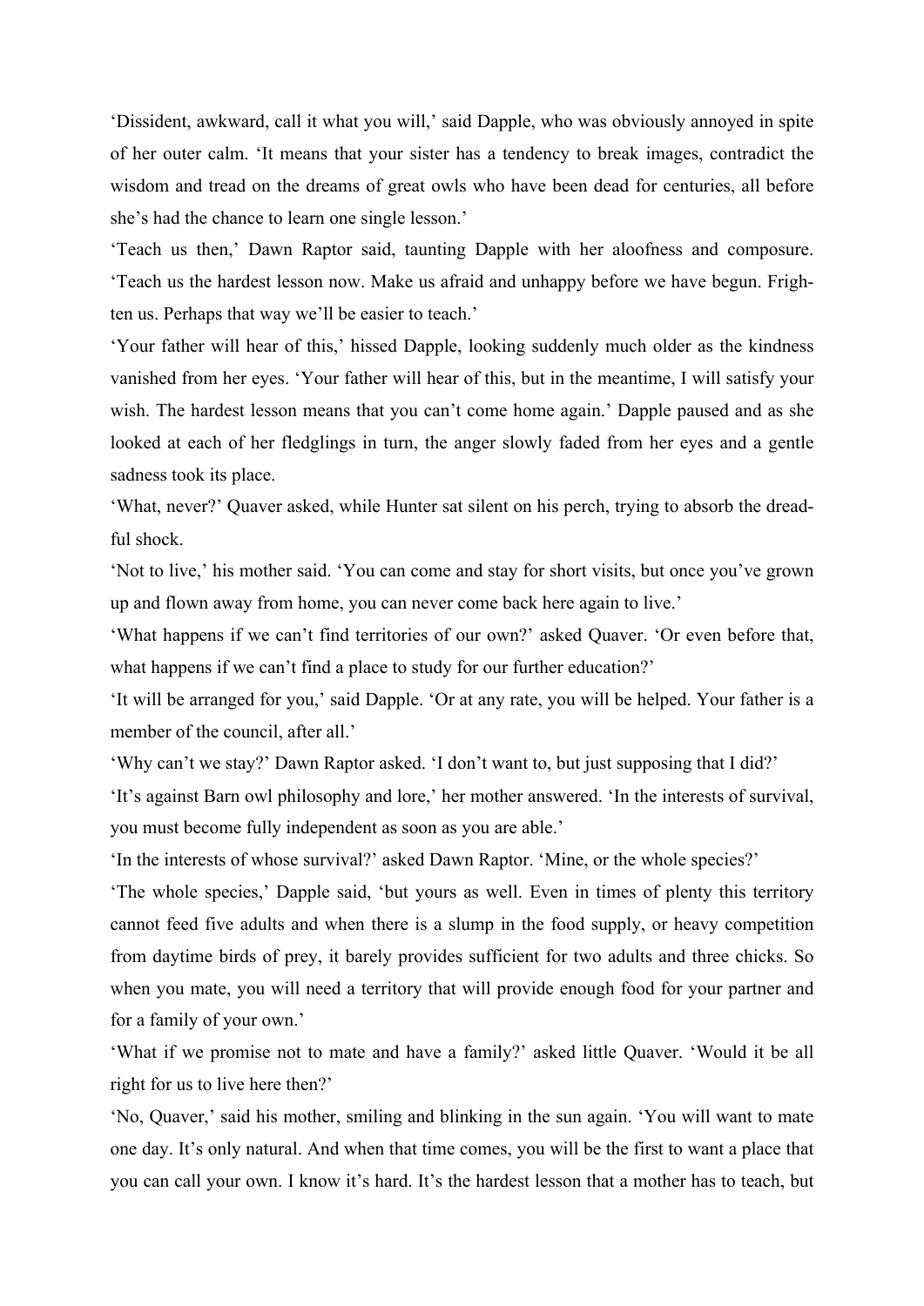'Dissident, awkward, call it what you will,' said Dapple, who was obviously annoyed in spite of her outer calm. 'It means that your sister has a tendency to break images, contradict the wisdom and tread on the dreams of great owls who have been dead for centuries, all before she's had the chance to learn one single lesson.'

'Teach us then,' Dawn Raptor said, taunting Dapple with her aloofness and composure. 'Teach us the hardest lesson now. Make us afraid and unhappy before we have begun. Frighten us. Perhaps that way we'll be easier to teach.'

'Your father will hear of this,' hissed Dapple, looking suddenly much older as the kindness vanished from her eyes. 'Your father will hear of this, but in the meantime, I will satisfy your wish. The hardest lesson means that you can't come home again.' Dapple paused and as she looked at each of her fledglings in turn, the anger slowly faded from her eyes and a gentle sadness took its place.

'What, never?' Quaver asked, while Hunter sat silent on his perch, trying to absorb the dreadful shock.

'Not to live,' his mother said. 'You can come and stay for short visits, but once you've grown up and flown away from home, you can never come back here again to live.'

'What happens if we can't find territories of our own?' asked Quaver. 'Or even before that, what happens if we can't find a place to study for our further education?'

'It will be arranged for you,' said Dapple. 'Or at any rate, you will be helped. Your father is a member of the council, after all.'

'Why can't we stay?' Dawn Raptor asked. 'I don't want to, but just supposing that I did?'

'It's against Barn owl philosophy and lore,' her mother answered. 'In the interests of survival, you must become fully independent as soon as you are able.'

'In the interests of whose survival?' asked Dawn Raptor. 'Mine, or the whole species?'

'The whole species,' Dapple said, 'but yours as well. Even in times of plenty this territory cannot feed five adults and when there is a slump in the food supply, or heavy competition from daytime birds of prey, it barely provides sufficient for two adults and three chicks. So when you mate, you will need a territory that will provide enough food for your partner and for a family of your own.'

'What if we promise not to mate and have a family?' asked little Quaver. 'Would it be all right for us to live here then?'

'No, Quaver,' said his mother, smiling and blinking in the sun again. 'You will want to mate one day. It's only natural. And when that time comes, you will be the first to want a place that you can call your own. I know it's hard. It's the hardest lesson that a mother has to teach, but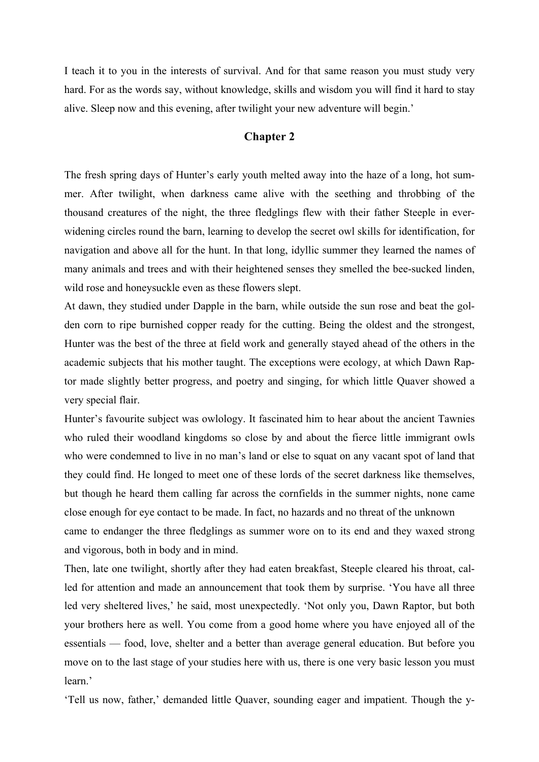I teach it to you in the interests of survival. And for that same reason you must study very hard. For as the words say, without knowledge, skills and wisdom you will find it hard to stay alive. Sleep now and this evening, after twilight your new adventure will begin.'

## Chapter 2

The fresh spring days of Hunter's early youth melted away into the haze of a long, hot summer. After twilight, when darkness came alive with the seething and throbbing of the thousand creatures of the night, the three fledglings flew with their father Steeple in ever-widening circles round the barn, learning to develop the secret owl skills for identification, for navigation and above all for the hunt. In that long, idyllic summer they learned the names of many animals and trees and with their heightened senses they smelled the bee-sucked linden, wild rose and honeysuckle even as these flowers slept.

At dawn, they studied under Dapple in the barn, while outside the sun rose and beat the golden corn to ripe burnished copper ready for the cutting. Being the oldest and the strongest, Hunter was the best of the three at field work and generally stayed ahead of the others in the academic subjects that his mother taught. The exceptions were ecology, at which Dawn Raptor made slightly better progress, and poetry and singing, for which little Quaver showed a very special flair.

Hunter's favourite subject was owlology. It fascinated him to hear about the ancient Tawnies who ruled their woodland kingdoms so close by and about the fierce little immigrant owls who were condemned to live in no man's land or else to squat on any vacant spot of land that they could find. He longed to meet one of these lords of the secret darkness like themselves, but though he heard them calling far across the cornfields in the summer nights, none came close enough for eye contact to be made. In fact, no hazards and no threat of the unknown came to endanger the three fledglings as summer wore on to its end and they waxed strong and vigorous, both in body and in mind.

Then, late one twilight, shortly after they had eaten breakfast, Steeple cleared his throat, called for attention and made an announcement that took them by surprise. 'You have all three led very sheltered lives,' he said, most unexpectedly. 'Not only you, Dawn Raptor, but both your brothers here as well. You come from a good home where you have enjoyed all of the essentials — food, love, shelter and a better than average general education. But before you move on to the last stage of your studies here with us, there is one very basic lesson you must learn.'

'Tell us now, father,' demanded little Quaver, sounding eager and impatient. Though the y-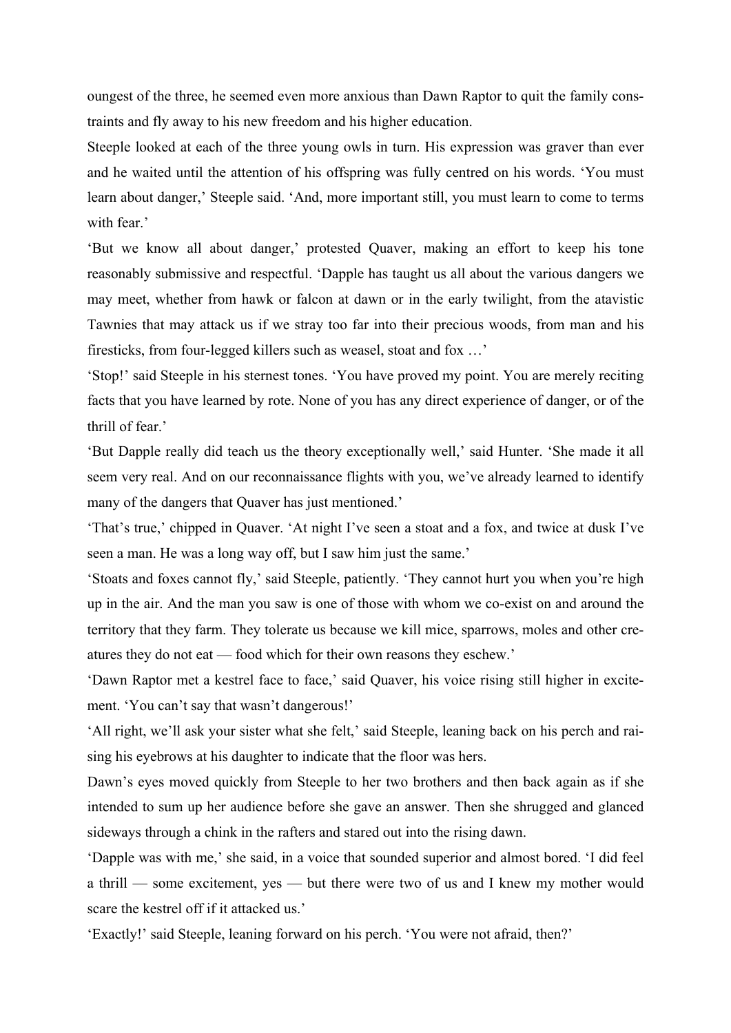oungest of the three, he seemed even more anxious than Dawn Raptor to quit the family constraints and fly away to his new freedom and his higher education.

Steeple looked at each of the three young owls in turn. His expression was graver than ever and he waited until the attention of his offspring was fully centred on his words. 'You must learn about danger,' Steeple said. 'And, more important still, you must learn to come to terms with fear.'

'But we know all about danger,' protested Quaver, making an effort to keep his tone reasonably submissive and respectful. 'Dapple has taught us all about the various dangers we may meet, whether from hawk or falcon at dawn or in the early twilight, from the atavistic Tawnies that may attack us if we stray too far into their precious woods, from man and his firesticks, from four-legged killers such as weasel, stoat and fox …'

'Stop!' said Steeple in his sternest tones. 'You have proved my point. You are merely reciting facts that you have learned by rote. None of you has any direct experience of danger, or of the thrill of fear.'

'But Dapple really did teach us the theory exceptionally well,' said Hunter. 'She made it all seem very real. And on our reconnaissance flights with you, we've already learned to identify many of the dangers that Quaver has just mentioned.'

'That's true,' chipped in Quaver. 'At night I've seen a stoat and a fox, and twice at dusk I've seen a man. He was a long way off, but I saw him just the same.'

'Stoats and foxes cannot fly,' said Steeple, patiently. 'They cannot hurt you when you're high up in the air. And the man you saw is one of those with whom we co-exist on and around the territory that they farm. They tolerate us because we kill mice, sparrows, moles and other creatures they do not eat — food which for their own reasons they eschew.'

'Dawn Raptor met a kestrel face to face,' said Quaver, his voice rising still higher in excitement. 'You can't say that wasn't dangerous!'

'All right, we'll ask your sister what she felt,' said Steeple, leaning back on his perch and raising his eyebrows at his daughter to indicate that the floor was hers.

Dawn's eyes moved quickly from Steeple to her two brothers and then back again as if she intended to sum up her audience before she gave an answer. Then she shrugged and glanced sideways through a chink in the rafters and stared out into the rising dawn.

'Dapple was with me,' she said, in a voice that sounded superior and almost bored. 'I did feel a thrill — some excitement, yes — but there were two of us and I knew my mother would scare the kestrel off if it attacked us.'

'Exactly!' said Steeple, leaning forward on his perch. 'You were not afraid, then?'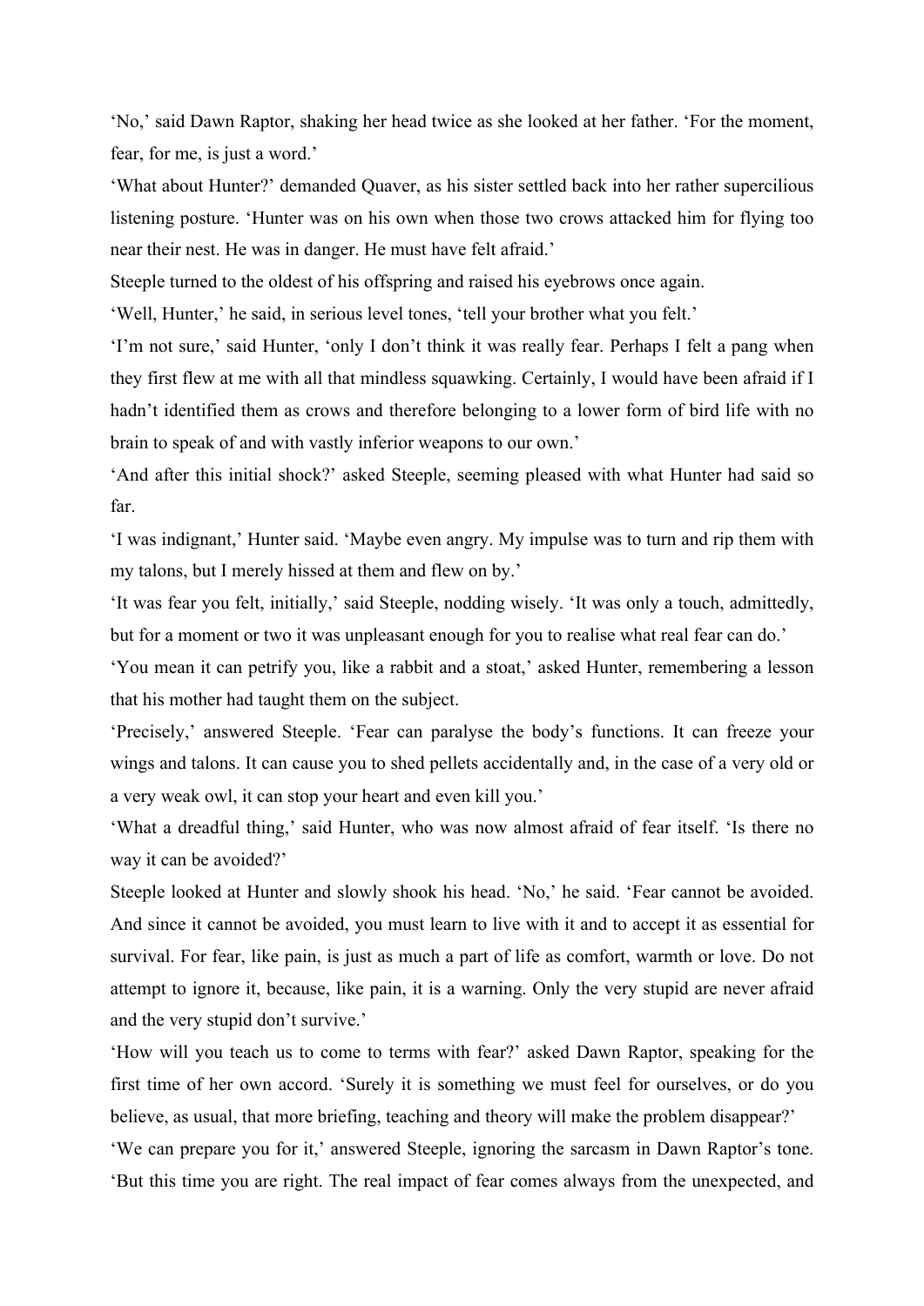'No,' said Dawn Raptor, shaking her head twice as she looked at her father. 'For the moment, fear, for me, is just a word.'

'What about Hunter?' demanded Quaver, as his sister settled back into her rather supercilious listening posture. 'Hunter was on his own when those two crows attacked him for flying too near their nest. He was in danger. He must have felt afraid.'

Steeple turned to the oldest of his offspring and raised his eyebrows once again.

'Well, Hunter,' he said, in serious level tones, 'tell your brother what you felt.'

'I'm not sure,' said Hunter, 'only I don't think it was really fear. Perhaps I felt a pang when they first flew at me with all that mindless squawking. Certainly, I would have been afraid if I hadn't identified them as crows and therefore belonging to a lower form of bird life with no brain to speak of and with vastly inferior weapons to our own.'

'And after this initial shock?' asked Steeple, seeming pleased with what Hunter had said so far.

'I was indignant,' Hunter said. 'Maybe even angry. My impulse was to turn and rip them with my talons, but I merely hissed at them and flew on by.'

'It was fear you felt, initially,' said Steeple, nodding wisely. 'It was only a touch, admittedly, but for a moment or two it was unpleasant enough for you to realise what real fear can do.'

'You mean it can petrify you, like a rabbit and a stoat,' asked Hunter, remembering a lesson that his mother had taught them on the subject.

'Precisely,' answered Steeple. 'Fear can paralyse the body's functions. It can freeze your wings and talons. It can cause you to shed pellets accidentally and, in the case of a very old or a very weak owl, it can stop your heart and even kill you.'

'What a dreadful thing,' said Hunter, who was now almost afraid of fear itself. 'Is there no way it can be avoided?'

Steeple looked at Hunter and slowly shook his head. 'No,' he said. 'Fear cannot be avoided. And since it cannot be avoided, you must learn to live with it and to accept it as essential for survival. For fear, like pain, is just as much a part of life as comfort, warmth or love. Do not attempt to ignore it, because, like pain, it is a warning. Only the very stupid are never afraid and the very stupid don't survive.'

'How will you teach us to come to terms with fear?' asked Dawn Raptor, speaking for the first time of her own accord. 'Surely it is something we must feel for ourselves, or do you believe, as usual, that more briefing, teaching and theory will make the problem disappear?'

'We can prepare you for it,' answered Steeple, ignoring the sarcasm in Dawn Raptor's tone. 'But this time you are right. The real impact of fear comes always from the unexpected, and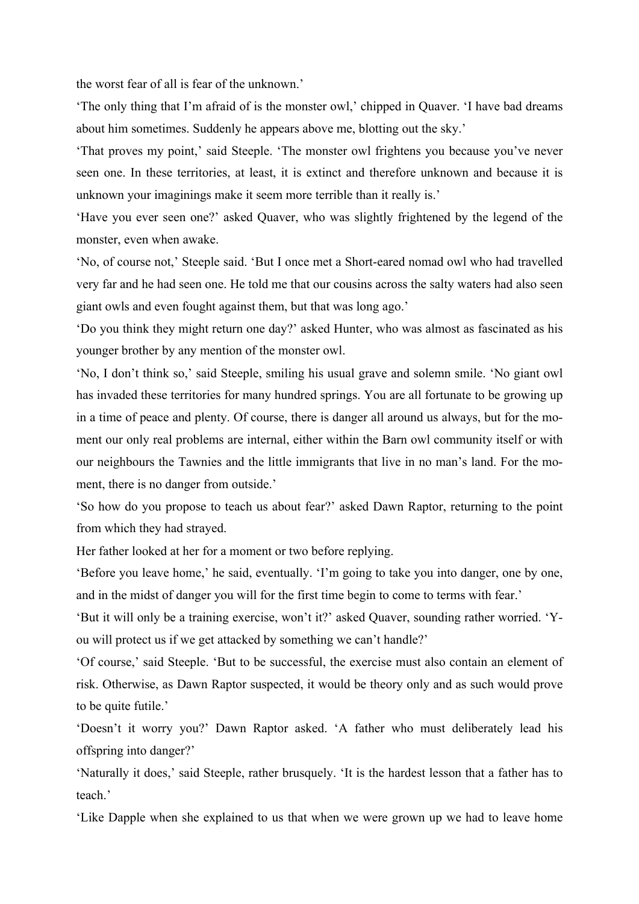the worst fear of all is fear of the unknown.'

'The only thing that I'm afraid of is the monster owl,' chipped in Quaver. 'I have bad dreams about him sometimes. Suddenly he appears above me, blotting out the sky.'

'That proves my point,' said Steeple. 'The monster owl frightens you because you've never seen one. In these territories, at least, it is extinct and therefore unknown and because it is unknown your imaginings make it seem more terrible than it really is.'

'Have you ever seen one?' asked Quaver, who was slightly frightened by the legend of the monster, even when awake.

'No, of course not,' Steeple said. 'But I once met a Short-eared nomad owl who had travelled very far and he had seen one. He told me that our cousins across the salty waters had also seen giant owls and even fought against them, but that was long ago.'

'Do you think they might return one day?' asked Hunter, who was almost as fascinated as his younger brother by any mention of the monster owl.

'No, I don't think so,' said Steeple, smiling his usual grave and solemn smile. 'No giant owl has invaded these territories for many hundred springs. You are all fortunate to be growing up in a time of peace and plenty. Of course, there is danger all around us always, but for the moment our only real problems are internal, either within the Barn owl community itself or with our neighbours the Tawnies and the little immigrants that live in no man's land. For the moment, there is no danger from outside.'

'So how do you propose to teach us about fear?' asked Dawn Raptor, returning to the point from which they had strayed.

Her father looked at her for a moment or two before replying.

'Before you leave home,' he said, eventually. 'I'm going to take you into danger, one by one, and in the midst of danger you will for the first time begin to come to terms with fear.'

'But it will only be a training exercise, won't it?' asked Quaver, sounding rather worried. 'You will protect us if we get attacked by something we can't handle?'

'Of course,' said Steeple. 'But to be successful, the exercise must also contain an element of risk. Otherwise, as Dawn Raptor suspected, it would be theory only and as such would prove to be quite futile.'

'Doesn't it worry you?' Dawn Raptor asked. 'A father who must deliberately lead his offspring into danger?'

'Naturally it does,' said Steeple, rather brusquely. 'It is the hardest lesson that a father has to teach.'

'Like Dapple when she explained to us that when we were grown up we had to leave home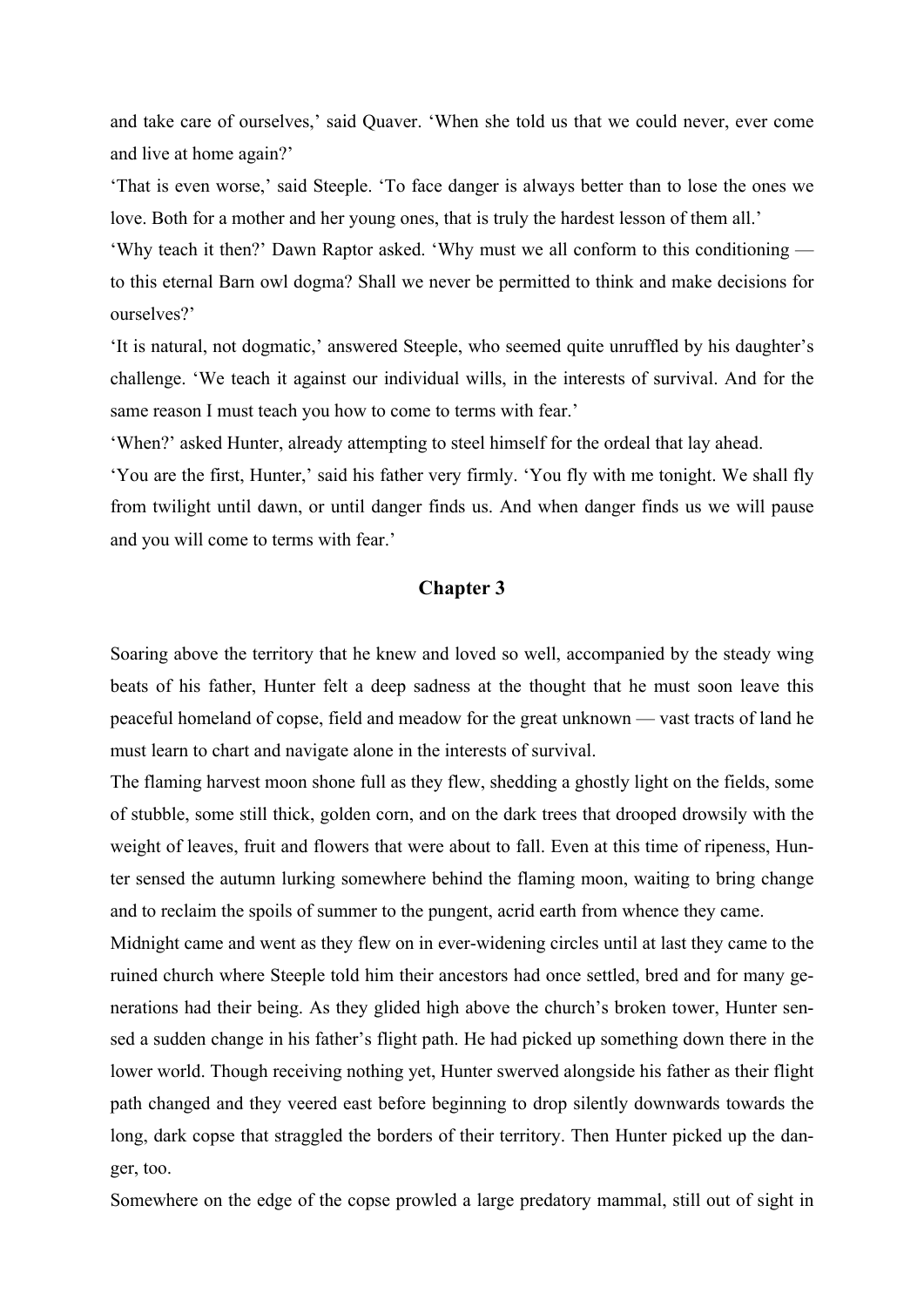and take care of ourselves,' said Quaver. 'When she told us that we could never, ever come and live at home again?'

'That is even worse,' said Steeple. 'To face danger is always better than to lose the ones we love. Both for a mother and her young ones, that is truly the hardest lesson of them all.'

'Why teach it then?' Dawn Raptor asked. 'Why must we all conform to this conditioning — to this eternal Barn owl dogma? Shall we never be permitted to think and make decisions for ourselves?'

'It is natural, not dogmatic,' answered Steeple, who seemed quite unruffled by his daughter's challenge. 'We teach it against our individual wills, in the interests of survival. And for the same reason I must teach you how to come to terms with fear.'

'When?' asked Hunter, already attempting to steel himself for the ordeal that lay ahead.

'You are the first, Hunter,' said his father very firmly. 'You fly with me tonight. We shall fly from twilight until dawn, or until danger finds us. And when danger finds us we will pause and you will come to terms with fear.'

## Chapter 3

Soaring above the territory that he knew and loved so well, accompanied by the steady wing beats of his father, Hunter felt a deep sadness at the thought that he must soon leave this peaceful homeland of copse, field and meadow for the great unknown — vast tracts of land he must learn to chart and navigate alone in the interests of survival.

The flaming harvest moon shone full as they flew, shedding a ghostly light on the fields, some of stubble, some still thick, golden corn, and on the dark trees that drooped drowsily with the weight of leaves, fruit and flowers that were about to fall. Even at this time of ripeness, Hunter sensed the autumn lurking somewhere behind the flaming moon, waiting to bring change and to reclaim the spoils of summer to the pungent, acrid earth from whence they came.

Midnight came and went as they flew on in ever-widening circles until at last they came to the ruined church where Steeple told him their ancestors had once settled, bred and for many generations had their being. As they glided high above the church's broken tower, Hunter sensed a sudden change in his father's flight path. He had picked up something down there in the lower world. Though receiving nothing yet, Hunter swerved alongside his father as their flight path changed and they veered east before beginning to drop silently downwards towards the long, dark copse that straggled the borders of their territory. Then Hunter picked up the danger, too.

Somewhere on the edge of the copse prowled a large predatory mammal, still out of sight in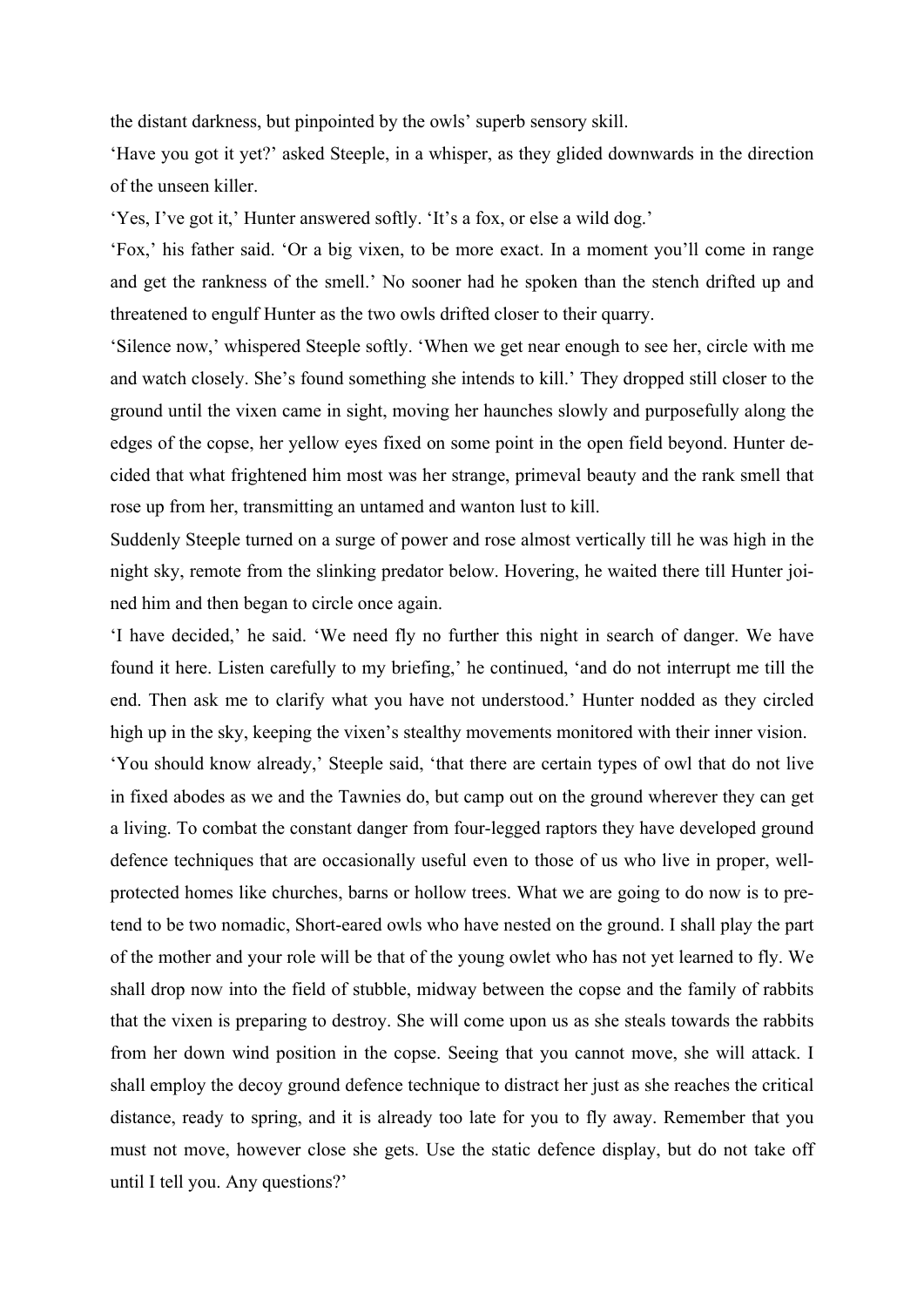the distant darkness, but pinpointed by the owls' superb sensory skill.

'Have you got it yet?' asked Steeple, in a whisper, as they glided downwards in the direction of the unseen killer.

'Yes, I've got it,' Hunter answered softly. 'It's a fox, or else a wild dog.'

'Fox,' his father said. 'Or a big vixen, to be more exact. In a moment you'll come in range and get the rankness of the smell.' No sooner had he spoken than the stench drifted up and threatened to engulf Hunter as the two owls drifted closer to their quarry.

'Silence now,' whispered Steeple softly. 'When we get near enough to see her, circle with me and watch closely. She's found something she intends to kill.' They dropped still closer to the ground until the vixen came in sight, moving her haunches slowly and purposefully along the edges of the copse, her yellow eyes fixed on some point in the open field beyond. Hunter decided that what frightened him most was her strange, primeval beauty and the rank smell that rose up from her, transmitting an untamed and wanton lust to kill.

Suddenly Steeple turned on a surge of power and rose almost vertically till he was high in the night sky, remote from the slinking predator below. Hovering, he waited there till Hunter joined him and then began to circle once again.

'I have decided,' he said. 'We need fly no further this night in search of danger. We have found it here. Listen carefully to my briefing,' he continued, 'and do not interrupt me till the end. Then ask me to clarify what you have not understood.' Hunter nodded as they circled high up in the sky, keeping the vixen's stealthy movements monitored with their inner vision.

'You should know already,' Steeple said, 'that there are certain types of owl that do not live in fixed abodes as we and the Tawnies do, but camp out on the ground wherever they can get a living. To combat the constant danger from four-legged raptors they have developed ground defence techniques that are occasionally useful even to those of us who live in proper, well-protected homes like churches, barns or hollow trees. What we are going to do now is to pretend to be two nomadic, Short-eared owls who have nested on the ground. I shall play the part of the mother and your role will be that of the young owlet who has not yet learned to fly. We shall drop now into the field of stubble, midway between the copse and the family of rabbits that the vixen is preparing to destroy. She will come upon us as she steals towards the rabbits from her down wind position in the copse. Seeing that you cannot move, she will attack. I shall employ the decoy ground defence technique to distract her just as she reaches the critical distance, ready to spring, and it is already too late for you to fly away. Remember that you must not move, however close she gets. Use the static defence display, but do not take off until I tell you. Any questions?'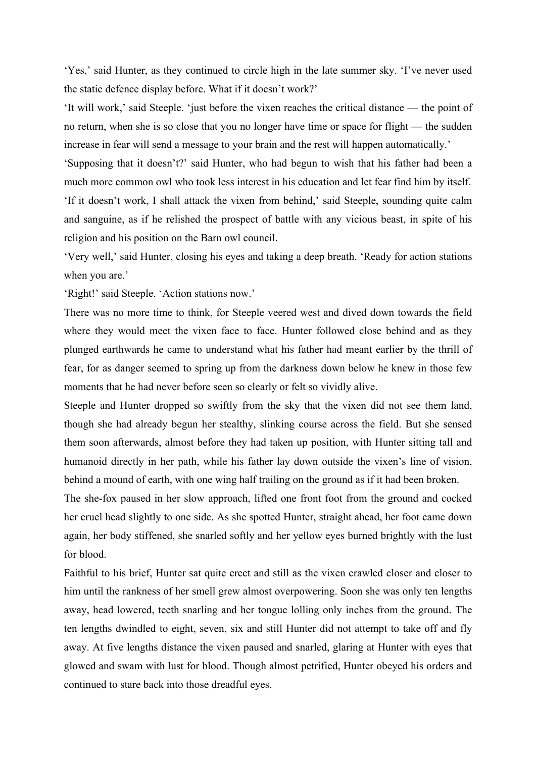'Yes,' said Hunter, as they continued to circle high in the late summer sky. 'I've never used the static defence display before. What if it doesn't work?'

'It will work,' said Steeple. 'just before the vixen reaches the critical distance — the point of no return, when she is so close that you no longer have time or space for flight — the sudden increase in fear will send a message to your brain and the rest will happen automatically.'

'Supposing that it doesn't?' said Hunter, who had begun to wish that his father had been a much more common owl who took less interest in his education and let fear find him by itself.

'If it doesn't work, I shall attack the vixen from behind,' said Steeple, sounding quite calm and sanguine, as if he relished the prospect of battle with any vicious beast, in spite of his religion and his position on the Barn owl council.

'Very well,' said Hunter, closing his eyes and taking a deep breath. 'Ready for action stations when you are.'

'Right!' said Steeple. 'Action stations now.'

There was no more time to think, for Steeple veered west and dived down towards the field where they would meet the vixen face to face. Hunter followed close behind and as they plunged earthwards he came to understand what his father had meant earlier by the thrill of fear, for as danger seemed to spring up from the darkness down below he knew in those few moments that he had never before seen so clearly or felt so vividly alive.

Steeple and Hunter dropped so swiftly from the sky that the vixen did not see them land, though she had already begun her stealthy, slinking course across the field. But she sensed them soon afterwards, almost before they had taken up position, with Hunter sitting tall and humanoid directly in her path, while his father lay down outside the vixen's line of vision, behind a mound of earth, with one wing half trailing on the ground as if it had been broken.

The she-fox paused in her slow approach, lifted one front foot from the ground and cocked her cruel head slightly to one side. As she spotted Hunter, straight ahead, her foot came down again, her body stiffened, she snarled softly and her yellow eyes burned brightly with the lust for blood.

Faithful to his brief, Hunter sat quite erect and still as the vixen crawled closer and closer to him until the rankness of her smell grew almost overpowering. Soon she was only ten lengths away, head lowered, teeth snarling and her tongue lolling only inches from the ground. The ten lengths dwindled to eight, seven, six and still Hunter did not attempt to take off and fly away. At five lengths distance the vixen paused and snarled, glaring at Hunter with eyes that glowed and swam with lust for blood. Though almost petrified, Hunter obeyed his orders and continued to stare back into those dreadful eyes.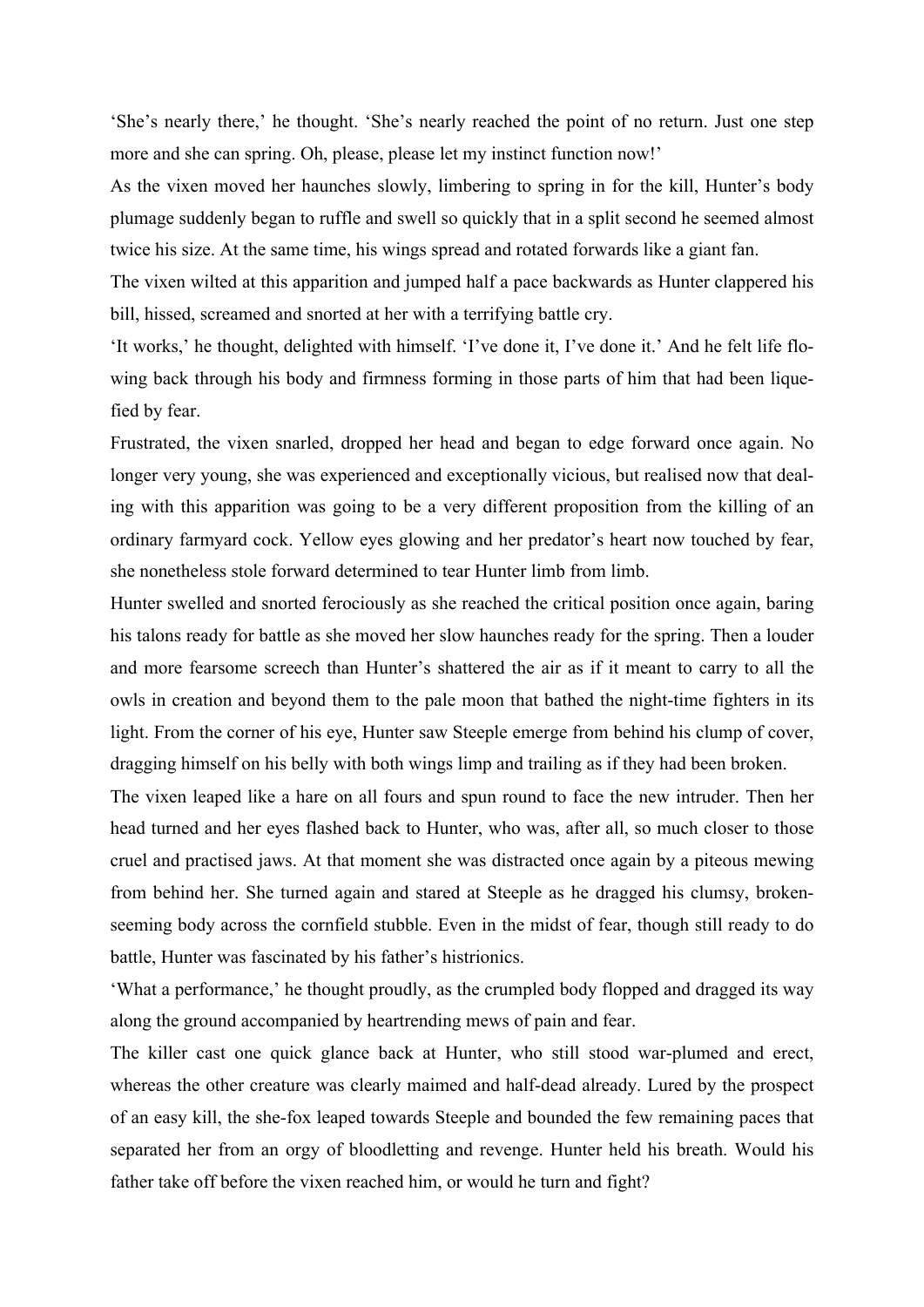'She's nearly there,' he thought. 'She's nearly reached the point of no return. Just one step more and she can spring. Oh, please, please let my instinct function now!'

As the vixen moved her haunches slowly, limbering to spring in for the kill, Hunter's body plumage suddenly began to ruffle and swell so quickly that in a split second he seemed almost twice his size. At the same time, his wings spread and rotated forwards like a giant fan.

The vixen wilted at this apparition and jumped half a pace backwards as Hunter clappered his bill, hissed, screamed and snorted at her with a terrifying battle cry.

'It works,' he thought, delighted with himself. 'I've done it, I've done it.' And he felt life flowing back through his body and firmness forming in those parts of him that had been liquefied by fear.

Frustrated, the vixen snarled, dropped her head and began to edge forward once again. No longer very young, she was experienced and exceptionally vicious, but realised now that dealing with this apparition was going to be a very different proposition from the killing of an ordinary farmyard cock. Yellow eyes glowing and her predator's heart now touched by fear, she nonetheless stole forward determined to tear Hunter limb from limb.

Hunter swelled and snorted ferociously as she reached the critical position once again, baring his talons ready for battle as she moved her slow haunches ready for the spring. Then a louder and more fearsome screech than Hunter's shattered the air as if it meant to carry to all the owls in creation and beyond them to the pale moon that bathed the night-time fighters in its light. From the corner of his eye, Hunter saw Steeple emerge from behind his clump of cover, dragging himself on his belly with both wings limp and trailing as if they had been broken.

The vixen leaped like a hare on all fours and spun round to face the new intruder. Then her head turned and her eyes flashed back to Hunter, who was, after all, so much closer to those cruel and practised jaws. At that moment she was distracted once again by a piteous mewing from behind her. She turned again and stared at Steeple as he dragged his clumsy, broken-seeming body across the cornfield stubble. Even in the midst of fear, though still ready to do battle, Hunter was fascinated by his father's histrionics.

'What a performance,' he thought proudly, as the crumpled body flopped and dragged its way along the ground accompanied by heartrending mews of pain and fear.

The killer cast one quick glance back at Hunter, who still stood war-plumed and erect, whereas the other creature was clearly maimed and half-dead already. Lured by the prospect of an easy kill, the she-fox leaped towards Steeple and bounded the few remaining paces that separated her from an orgy of bloodletting and revenge. Hunter held his breath. Would his father take off before the vixen reached him, or would he turn and fight?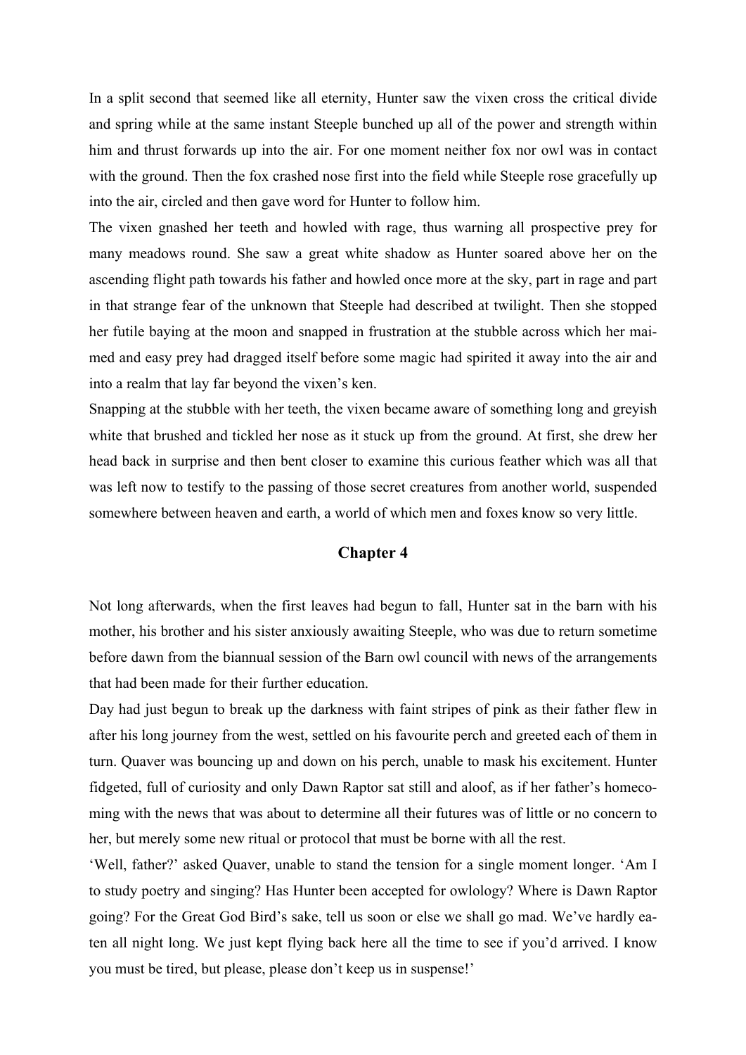In a split second that seemed like all eternity, Hunter saw the vixen cross the critical divide and spring while at the same instant Steeple bunched up all of the power and strength within him and thrust forwards up into the air. For one moment neither fox nor owl was in contact with the ground. Then the fox crashed nose first into the field while Steeple rose gracefully up into the air, circled and then gave word for Hunter to follow him.

The vixen gnashed her teeth and howled with rage, thus warning all prospective prey for many meadows round. She saw a great white shadow as Hunter soared above her on the ascending flight path towards his father and howled once more at the sky, part in rage and part in that strange fear of the unknown that Steeple had described at twilight. Then she stopped her futile baying at the moon and snapped in frustration at the stubble across which her maimed and easy prey had dragged itself before some magic had spirited it away into the air and into a realm that lay far beyond the vixen's ken.

Snapping at the stubble with her teeth, the vixen became aware of something long and greyish white that brushed and tickled her nose as it stuck up from the ground. At first, she drew her head back in surprise and then bent closer to examine this curious feather which was all that was left now to testify to the passing of those secret creatures from another world, suspended somewhere between heaven and earth, a world of which men and foxes know so very little.

## Chapter 4

Not long afterwards, when the first leaves had begun to fall, Hunter sat in the barn with his mother, his brother and his sister anxiously awaiting Steeple, who was due to return sometime before dawn from the biannual session of the Barn owl council with news of the arrangements that had been made for their further education.

Day had just begun to break up the darkness with faint stripes of pink as their father flew in after his long journey from the west, settled on his favourite perch and greeted each of them in turn. Quaver was bouncing up and down on his perch, unable to mask his excitement. Hunter fidgeted, full of curiosity and only Dawn Raptor sat still and aloof, as if her father's homecoming with the news that was about to determine all their futures was of little or no concern to her, but merely some new ritual or protocol that must be borne with all the rest.

'Well, father?' asked Quaver, unable to stand the tension for a single moment longer. 'Am I to study poetry and singing? Has Hunter been accepted for owlology? Where is Dawn Raptor going? For the Great God Bird's sake, tell us soon or else we shall go mad. We've hardly eaten all night long. We just kept flying back here all the time to see if you'd arrived. I know you must be tired, but please, please don't keep us in suspense!'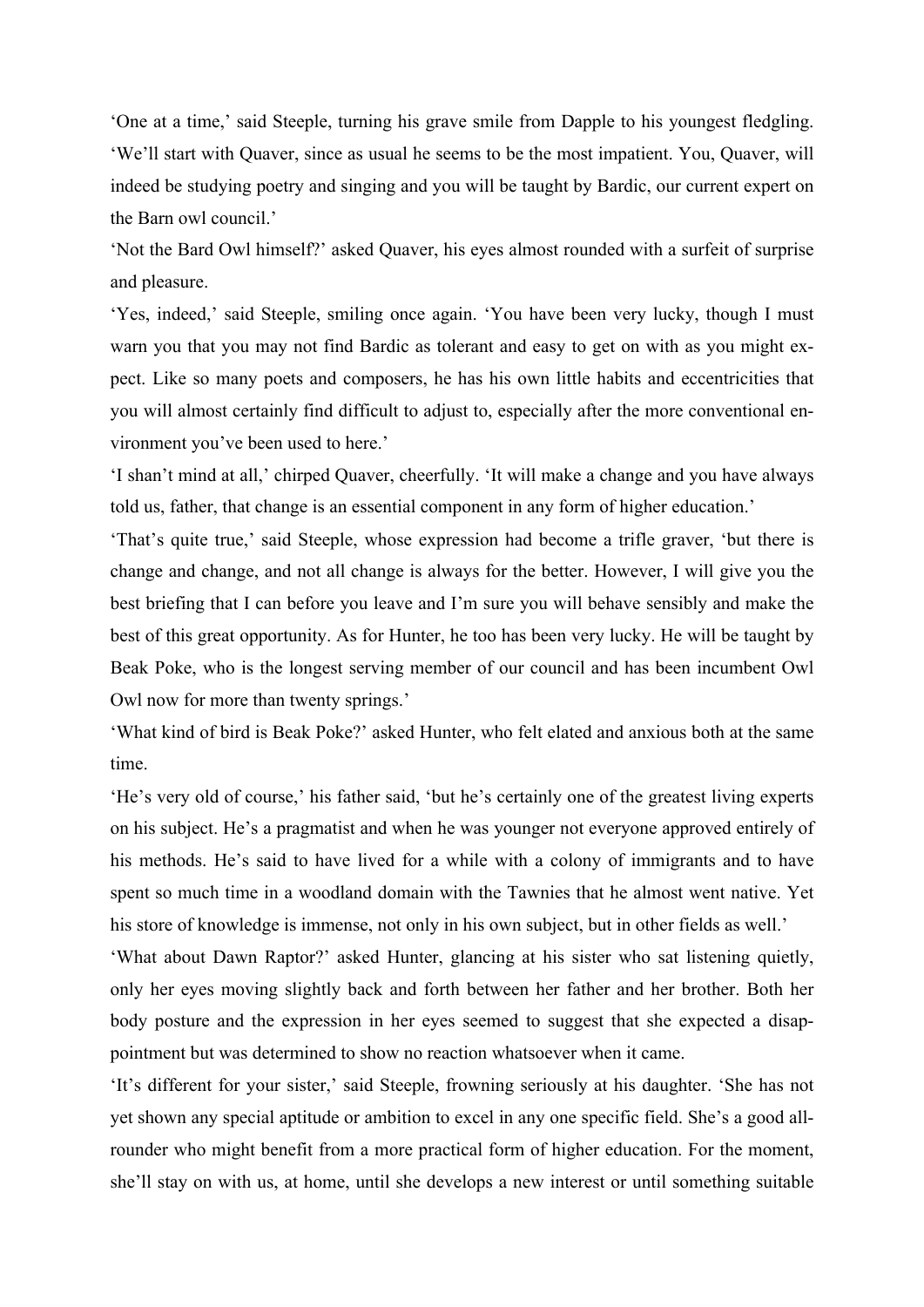'One at a time,' said Steeple, turning his grave smile from Dapple to his youngest fledgling. 'We'll start with Quaver, since as usual he seems to be the most impatient. You, Quaver, will indeed be studying poetry and singing and you will be taught by Bardic, our current expert on the Barn owl council.'

'Not the Bard Owl himself?' asked Quaver, his eyes almost rounded with a surfeit of surprise and pleasure.

'Yes, indeed,' said Steeple, smiling once again. 'You have been very lucky, though I must warn you that you may not find Bardic as tolerant and easy to get on with as you might expect. Like so many poets and composers, he has his own little habits and eccentricities that you will almost certainly find difficult to adjust to, especially after the more conventional environment you've been used to here.'

'I shan't mind at all,' chirped Quaver, cheerfully. 'It will make a change and you have always told us, father, that change is an essential component in any form of higher education.'

'That's quite true,' said Steeple, whose expression had become a trifle graver, 'but there is change and change, and not all change is always for the better. However, I will give you the best briefing that I can before you leave and I'm sure you will behave sensibly and make the best of this great opportunity. As for Hunter, he too has been very lucky. He will be taught by Beak Poke, who is the longest serving member of our council and has been incumbent Owl Owl now for more than twenty springs.'

'What kind of bird is Beak Poke?' asked Hunter, who felt elated and anxious both at the same time.

'He's very old of course,' his father said, 'but he's certainly one of the greatest living experts on his subject. He's a pragmatist and when he was younger not everyone approved entirely of his methods. He's said to have lived for a while with a colony of immigrants and to have spent so much time in a woodland domain with the Tawnies that he almost went native. Yet his store of knowledge is immense, not only in his own subject, but in other fields as well.'

'What about Dawn Raptor?' asked Hunter, glancing at his sister who sat listening quietly, only her eyes moving slightly back and forth between her father and her brother. Both her body posture and the expression in her eyes seemed to suggest that she expected a disappointment but was determined to show no reaction whatsoever when it came.

'It's different for your sister,' said Steeple, frowning seriously at his daughter. 'She has not yet shown any special aptitude or ambition to excel in any one specific field. She's a good all-rounder who might benefit from a more practical form of higher education. For the moment, she'll stay on with us, at home, until she develops a new interest or until something suitable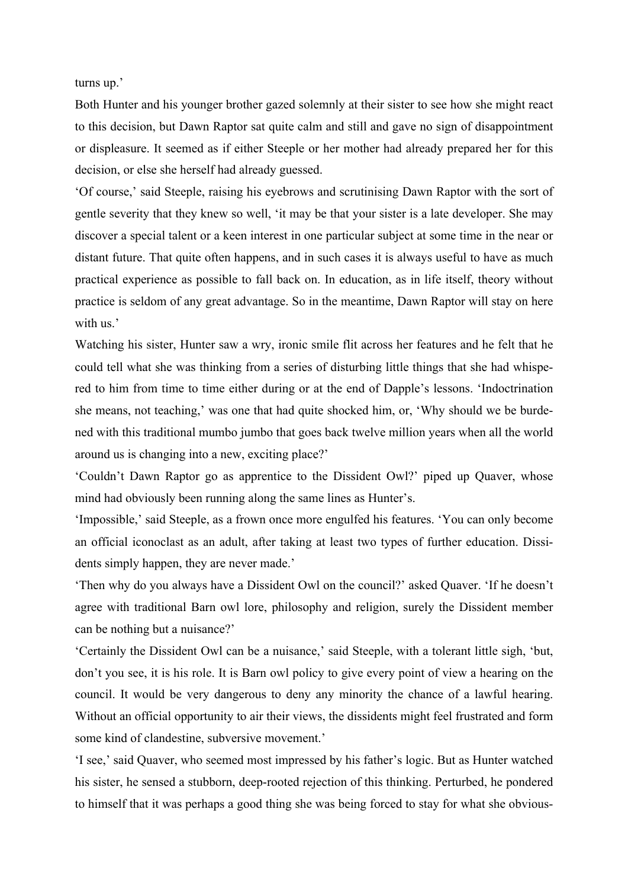turns up.'

Both Hunter and his younger brother gazed solemnly at their sister to see how she might react to this decision, but Dawn Raptor sat quite calm and still and gave no sign of disappointment or displeasure. It seemed as if either Steeple or her mother had already prepared her for this decision, or else she herself had already guessed.

'Of course,' said Steeple, raising his eyebrows and scrutinising Dawn Raptor with the sort of gentle severity that they knew so well, 'it may be that your sister is a late developer. She may discover a special talent or a keen interest in one particular subject at some time in the near or distant future. That quite often happens, and in such cases it is always useful to have as much practical experience as possible to fall back on. In education, as in life itself, theory without practice is seldom of any great advantage. So in the meantime, Dawn Raptor will stay on here with us.'

Watching his sister, Hunter saw a wry, ironic smile flit across her features and he felt that he could tell what she was thinking from a series of disturbing little things that she had whispered to him from time to time either during or at the end of Dapple's lessons. 'Indoctrination she means, not teaching,' was one that had quite shocked him, or, 'Why should we be burdened with this traditional mumbo jumbo that goes back twelve million years when all the world around us is changing into a new, exciting place?'

'Couldn't Dawn Raptor go as apprentice to the Dissident Owl?' piped up Quaver, whose mind had obviously been running along the same lines as Hunter's.

'Impossible,' said Steeple, as a frown once more engulfed his features. 'You can only become an official iconoclast as an adult, after taking at least two types of further education. Dissidents simply happen, they are never made.'

'Then why do you always have a Dissident Owl on the council?' asked Quaver. 'If he doesn't agree with traditional Barn owl lore, philosophy and religion, surely the Dissident member can be nothing but a nuisance?'

'Certainly the Dissident Owl can be a nuisance,' said Steeple, with a tolerant little sigh, 'but, don't you see, it is his role. It is Barn owl policy to give every point of view a hearing on the council. It would be very dangerous to deny any minority the chance of a lawful hearing. Without an official opportunity to air their views, the dissidents might feel frustrated and form some kind of clandestine, subversive movement.'

'I see,' said Quaver, who seemed most impressed by his father's logic. But as Hunter watched his sister, he sensed a stubborn, deep-rooted rejection of this thinking. Perturbed, he pondered to himself that it was perhaps a good thing she was being forced to stay for what she obvious-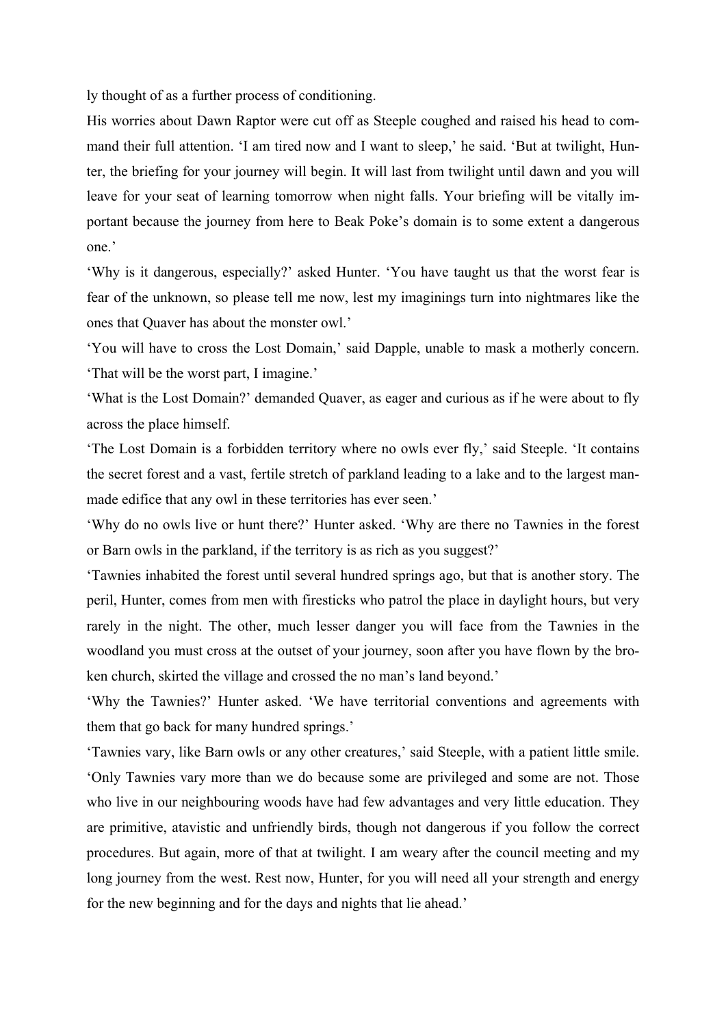ly thought of as a further process of conditioning.

His worries about Dawn Raptor were cut off as Steeple coughed and raised his head to command their full attention. 'I am tired now and I want to sleep,' he said. 'But at twilight, Hunter, the briefing for your journey will begin. It will last from twilight until dawn and you will leave for your seat of learning tomorrow when night falls. Your briefing will be vitally important because the journey from here to Beak Poke's domain is to some extent a dangerous one.'

'Why is it dangerous, especially?' asked Hunter. 'You have taught us that the worst fear is fear of the unknown, so please tell me now, lest my imaginings turn into nightmares like the ones that Quaver has about the monster owl.'

'You will have to cross the Lost Domain,' said Dapple, unable to mask a motherly concern. 'That will be the worst part, I imagine.'

'What is the Lost Domain?' demanded Quaver, as eager and curious as if he were about to fly across the place himself.

'The Lost Domain is a forbidden territory where no owls ever fly,' said Steeple. 'It contains the secret forest and a vast, fertile stretch of parkland leading to a lake and to the largest man-made edifice that any owl in these territories has ever seen.'

'Why do no owls live or hunt there?' Hunter asked. 'Why are there no Tawnies in the forest or Barn owls in the parkland, if the territory is as rich as you suggest?'

'Tawnies inhabited the forest until several hundred springs ago, but that is another story. The peril, Hunter, comes from men with firesticks who patrol the place in daylight hours, but very rarely in the night. The other, much lesser danger you will face from the Tawnies in the woodland you must cross at the outset of your journey, soon after you have flown by the broken church, skirted the village and crossed the no man's land beyond.'

'Why the Tawnies?' Hunter asked. 'We have territorial conventions and agreements with them that go back for many hundred springs.'

'Tawnies vary, like Barn owls or any other creatures,' said Steeple, with a patient little smile. 'Only Tawnies vary more than we do because some are privileged and some are not. Those who live in our neighbouring woods have had few advantages and very little education. They are primitive, atavistic and unfriendly birds, though not dangerous if you follow the correct procedures. But again, more of that at twilight. I am weary after the council meeting and my long journey from the west. Rest now, Hunter, for you will need all your strength and energy for the new beginning and for the days and nights that lie ahead.'